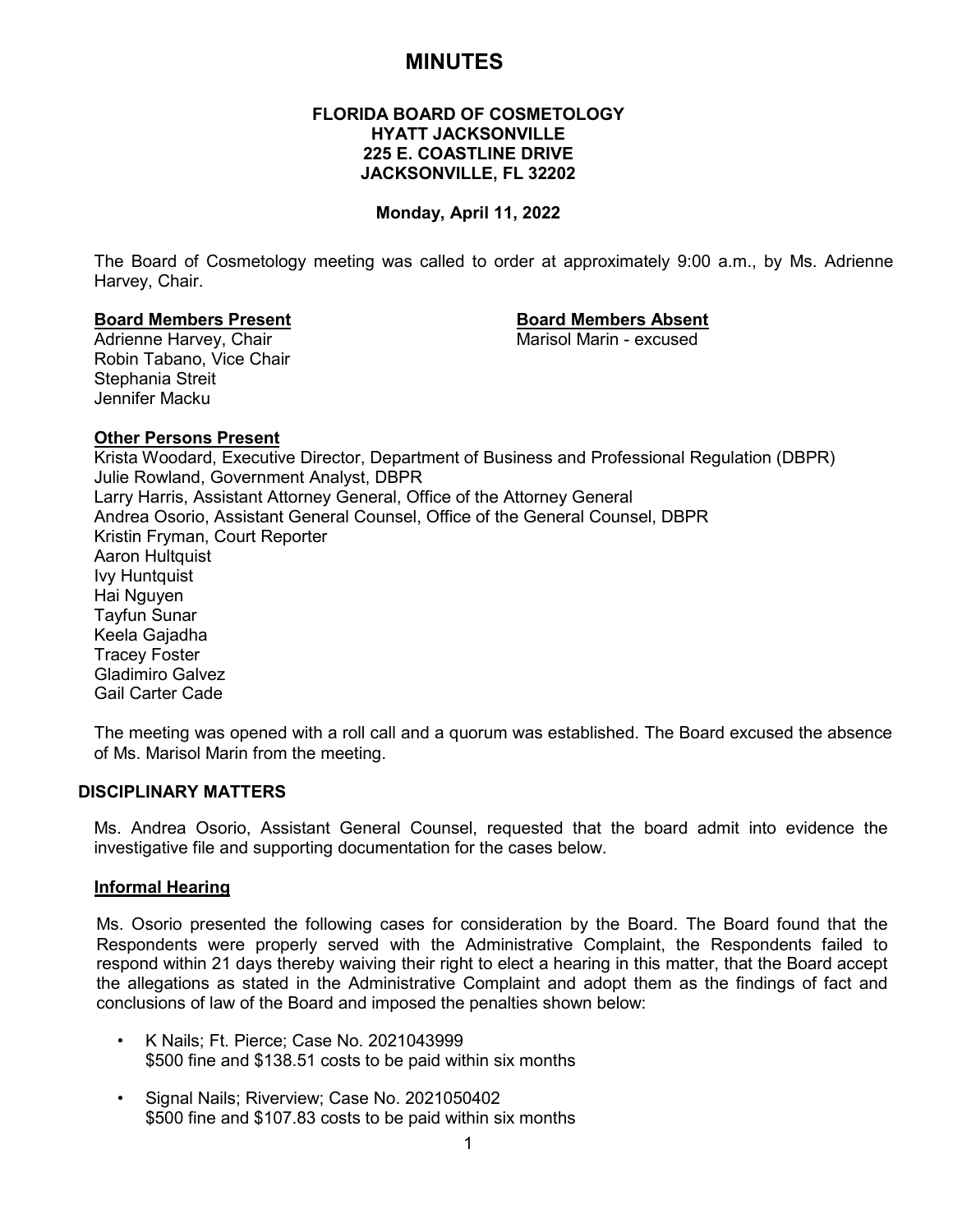# MINUTES

**FLORIDA BOARD OF COSMETOLOGY**
**HYATT JACKSONVILLE**
**225 E. COASTLINE DRIVE**
**JACKSONVILLE, FL 32202**

**Monday, April 11, 2022**

The Board of Cosmetology meeting was called to order at approximately 9:00 a.m., by Ms. Adrienne Harvey, Chair.

**Board Members Present**
Adrienne Harvey, Chair
Robin Tabano, Vice Chair
Stephania Streit
Jennifer Macku

**Board Members Absent**
Marisol Marin - excused

**Other Persons Present**
Krista Woodard, Executive Director, Department of Business and Professional Regulation (DBPR)
Julie Rowland, Government Analyst, DBPR
Larry Harris, Assistant Attorney General, Office of the Attorney General
Andrea Osorio, Assistant General Counsel, Office of the General Counsel, DBPR
Kristin Fryman, Court Reporter
Aaron Hultquist
Ivy Huntquist
Hai Nguyen
Tayfun Sunar
Keela Gajadha
Tracey Foster
Gladimiro Galvez
Gail Carter Cade

The meeting was opened with a roll call and a quorum was established. The Board excused the absence of Ms. Marisol Marin from the meeting.

## DISCIPLINARY MATTERS

Ms. Andrea Osorio, Assistant General Counsel, requested that the board admit into evidence the investigative file and supporting documentation for the cases below.

### Informal Hearing

Ms. Osorio presented the following cases for consideration by the Board. The Board found that the Respondents were properly served with the Administrative Complaint, the Respondents failed to respond within 21 days thereby waiving their right to elect a hearing in this matter, that the Board accept the allegations as stated in the Administrative Complaint and adopt them as the findings of fact and conclusions of law of the Board and imposed the penalties shown below:

- K Nails; Ft. Pierce; Case No. 2021043999
  $500 fine and $138.51 costs to be paid within six months
- Signal Nails; Riverview; Case No. 2021050402
  $500 fine and $107.83 costs to be paid within six months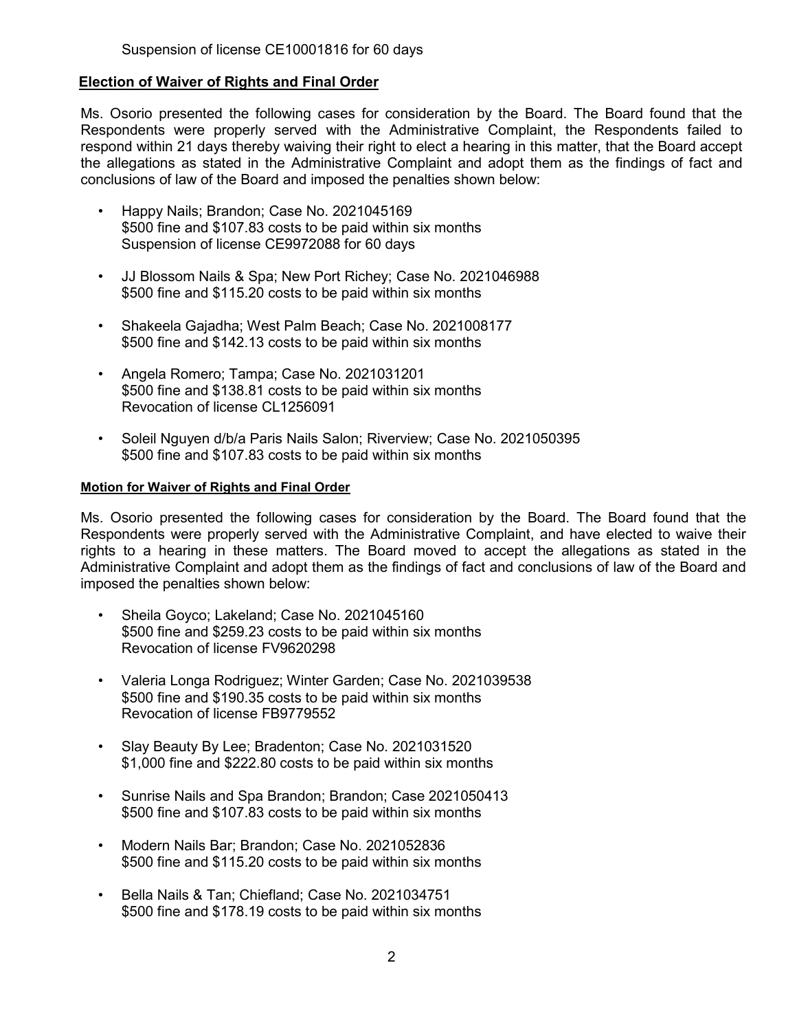Suspension of license CE10001816 for 60 days

**Election of Waiver of Rights and Final Order**

Ms. Osorio presented the following cases for consideration by the Board. The Board found that the Respondents were properly served with the Administrative Complaint, the Respondents failed to respond within 21 days thereby waiving their right to elect a hearing in this matter, that the Board accept the allegations as stated in the Administrative Complaint and adopt them as the findings of fact and conclusions of law of the Board and imposed the penalties shown below:

- Happy Nails; Brandon; Case No. 2021045169
  $500 fine and $107.83 costs to be paid within six months
  Suspension of license CE9972088 for 60 days

- JJ Blossom Nails & Spa; New Port Richey; Case No. 2021046988
  $500 fine and $115.20 costs to be paid within six months

- Shakeela Gajadha; West Palm Beach; Case No. 2021008177
  $500 fine and $142.13 costs to be paid within six months

- Angela Romero; Tampa; Case No. 2021031201
  $500 fine and $138.81 costs to be paid within six months
  Revocation of license CL1256091

- Soleil Nguyen d/b/a Paris Nails Salon; Riverview; Case No. 2021050395
  $500 fine and $107.83 costs to be paid within six months

**Motion for Waiver of Rights and Final Order**

Ms. Osorio presented the following cases for consideration by the Board. The Board found that the Respondents were properly served with the Administrative Complaint, and have elected to waive their rights to a hearing in these matters. The Board moved to accept the allegations as stated in the Administrative Complaint and adopt them as the findings of fact and conclusions of law of the Board and imposed the penalties shown below:

- Sheila Goyco; Lakeland; Case No. 2021045160
  $500 fine and $259.23 costs to be paid within six months
  Revocation of license FV9620298

- Valeria Longa Rodriguez; Winter Garden; Case No. 2021039538
  $500 fine and $190.35 costs to be paid within six months
  Revocation of license FB9779552

- Slay Beauty By Lee; Bradenton; Case No. 2021031520
  $1,000 fine and $222.80 costs to be paid within six months

- Sunrise Nails and Spa Brandon; Brandon; Case 2021050413
  $500 fine and $107.83 costs to be paid within six months

- Modern Nails Bar; Brandon; Case No. 2021052836
  $500 fine and $115.20 costs to be paid within six months

- Bella Nails & Tan; Chiefland; Case No. 2021034751
  $500 fine and $178.19 costs to be paid within six months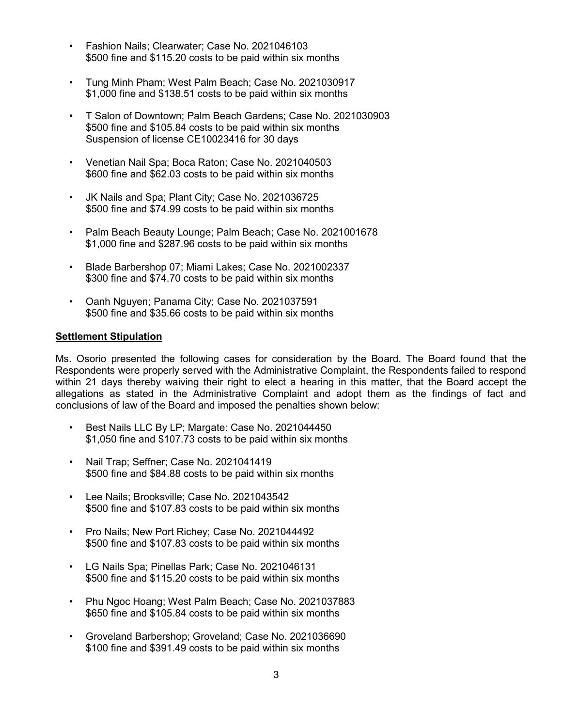- Fashion Nails; Clearwater; Case No. 2021046103
  $500 fine and $115.20 costs to be paid within six months

- Tung Minh Pham; West Palm Beach; Case No. 2021030917
  $1,000 fine and $138.51 costs to be paid within six months

- T Salon of Downtown; Palm Beach Gardens; Case No. 2021030903
  $500 fine and $105.84 costs to be paid within six months
  Suspension of license CE10023416 for 30 days

- Venetian Nail Spa; Boca Raton; Case No. 2021040503
  $600 fine and $62.03 costs to be paid within six months

- JK Nails and Spa; Plant City; Case No. 2021036725
  $500 fine and $74.99 costs to be paid within six months

- Palm Beach Beauty Lounge; Palm Beach; Case No. 2021001678
  $1,000 fine and $287.96 costs to be paid within six months

- Blade Barbershop 07; Miami Lakes; Case No. 2021002337
  $300 fine and $74.70 costs to be paid within six months

- Oanh Nguyen; Panama City; Case No. 2021037591
  $500 fine and $35.66 costs to be paid within six months

**Settlement Stipulation**

Ms. Osorio presented the following cases for consideration by the Board. The Board found that the Respondents were properly served with the Administrative Complaint, the Respondents failed to respond within 21 days thereby waiving their right to elect a hearing in this matter, that the Board accept the allegations as stated in the Administrative Complaint and adopt them as the findings of fact and conclusions of law of the Board and imposed the penalties shown below:

- Best Nails LLC By LP; Margate: Case No. 2021044450
  $1,050 fine and $107.73 costs to be paid within six months

- Nail Trap; Seffner; Case No. 2021041419
  $500 fine and $84.88 costs to be paid within six months

- Lee Nails; Brooksville; Case No. 2021043542
  $500 fine and $107.83 costs to be paid within six months

- Pro Nails; New Port Richey; Case No. 2021044492
  $500 fine and $107.83 costs to be paid within six months

- LG Nails Spa; Pinellas Park; Case No. 2021046131
  $500 fine and $115.20 costs to be paid within six months

- Phu Ngoc Hoang; West Palm Beach; Case No. 2021037883
  $650 fine and $105.84 costs to be paid within six months

- Groveland Barbershop; Groveland; Case No. 2021036690
  $100 fine and $391.49 costs to be paid within six months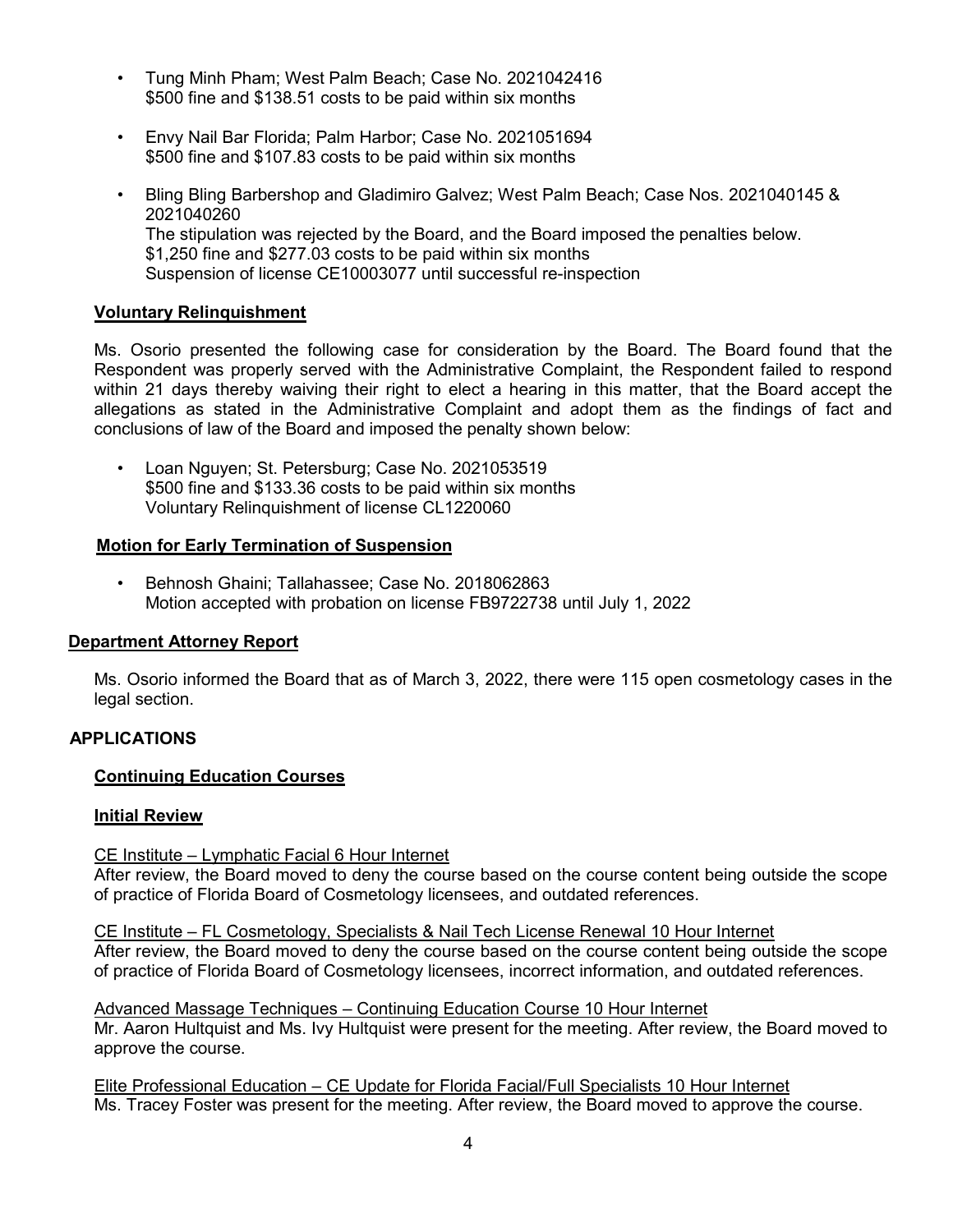- Tung Minh Pham; West Palm Beach; Case No. 2021042416
  $500 fine and $138.51 costs to be paid within six months

- Envy Nail Bar Florida; Palm Harbor; Case No. 2021051694
  $500 fine and $107.83 costs to be paid within six months

- Bling Bling Barbershop and Gladimiro Galvez; West Palm Beach; Case Nos. 2021040145 & 2021040260
  The stipulation was rejected by the Board, and the Board imposed the penalties below.
  $1,250 fine and $277.03 costs to be paid within six months
  Suspension of license CE10003077 until successful re-inspection

**Voluntary Relinquishment**

Ms. Osorio presented the following case for consideration by the Board. The Board found that the Respondent was properly served with the Administrative Complaint, the Respondent failed to respond within 21 days thereby waiving their right to elect a hearing in this matter, that the Board accept the allegations as stated in the Administrative Complaint and adopt them as the findings of fact and conclusions of law of the Board and imposed the penalty shown below:

- Loan Nguyen; St. Petersburg; Case No. 2021053519
  $500 fine and $133.36 costs to be paid within six months
  Voluntary Relinquishment of license CL1220060

**Motion for Early Termination of Suspension**

- Behnosh Ghaini; Tallahassee; Case No. 2018062863
  Motion accepted with probation on license FB9722738 until July 1, 2022

**Department Attorney Report**

Ms. Osorio informed the Board that as of March 3, 2022, there were 115 open cosmetology cases in the legal section.

## APPLICATIONS

**Continuing Education Courses**

**Initial Review**

CE Institute – Lymphatic Facial 6 Hour Internet
After review, the Board moved to deny the course based on the course content being outside the scope of practice of Florida Board of Cosmetology licensees, and outdated references.

CE Institute – FL Cosmetology, Specialists & Nail Tech License Renewal 10 Hour Internet
After review, the Board moved to deny the course based on the course content being outside the scope of practice of Florida Board of Cosmetology licensees, incorrect information, and outdated references.

Advanced Massage Techniques – Continuing Education Course 10 Hour Internet
Mr. Aaron Hultquist and Ms. Ivy Hultquist were present for the meeting. After review, the Board moved to approve the course.

Elite Professional Education – CE Update for Florida Facial/Full Specialists 10 Hour Internet
Ms. Tracey Foster was present for the meeting. After review, the Board moved to approve the course.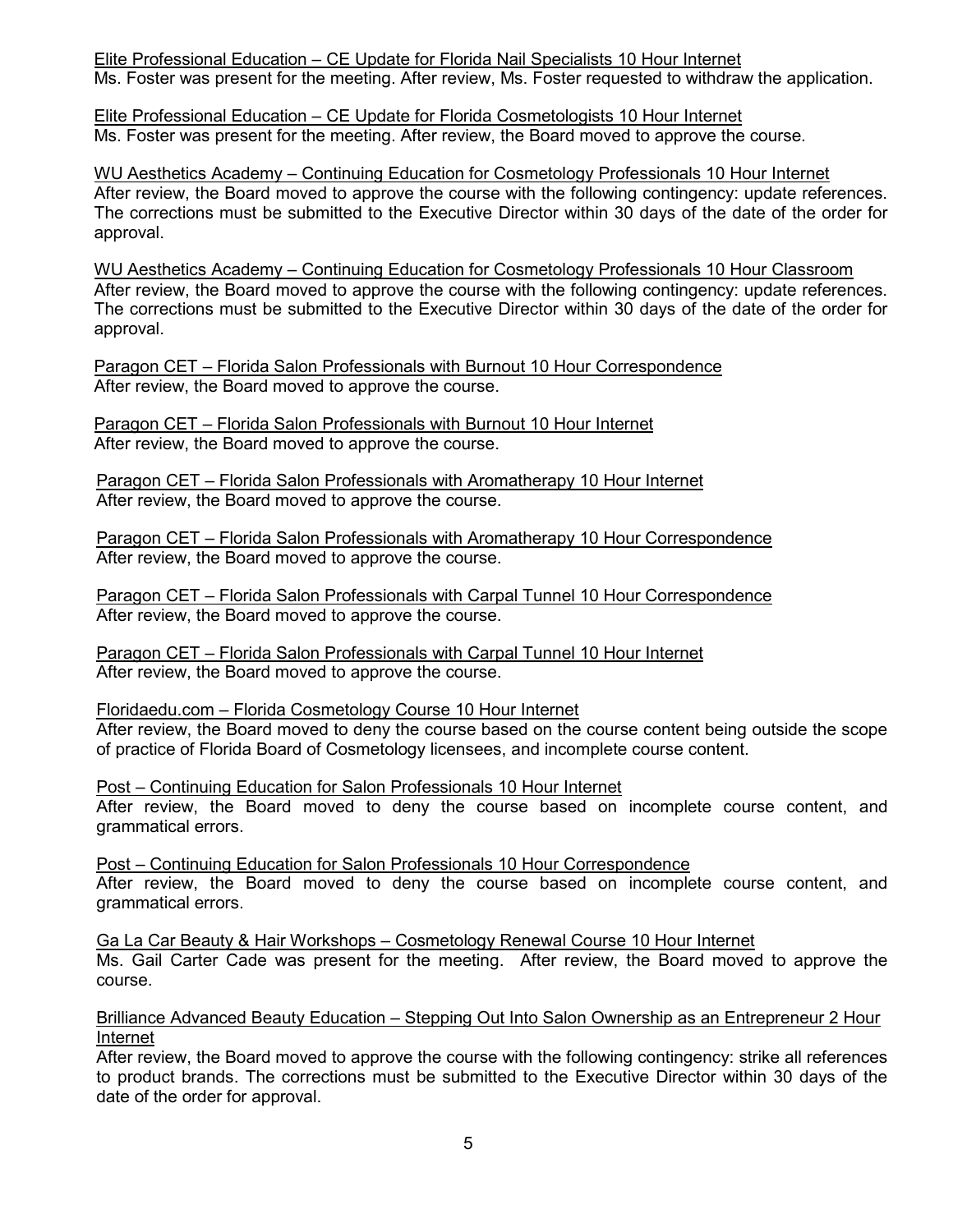Elite Professional Education – CE Update for Florida Nail Specialists 10 Hour Internet
Ms. Foster was present for the meeting. After review, Ms. Foster requested to withdraw the application.

Elite Professional Education – CE Update for Florida Cosmetologists 10 Hour Internet
Ms. Foster was present for the meeting. After review, the Board moved to approve the course.

WU Aesthetics Academy – Continuing Education for Cosmetology Professionals 10 Hour Internet
After review, the Board moved to approve the course with the following contingency: update references. The corrections must be submitted to the Executive Director within 30 days of the date of the order for approval.

WU Aesthetics Academy – Continuing Education for Cosmetology Professionals 10 Hour Classroom
After review, the Board moved to approve the course with the following contingency: update references. The corrections must be submitted to the Executive Director within 30 days of the date of the order for approval.

Paragon CET – Florida Salon Professionals with Burnout 10 Hour Correspondence
After review, the Board moved to approve the course.

Paragon CET – Florida Salon Professionals with Burnout 10 Hour Internet
After review, the Board moved to approve the course.

Paragon CET – Florida Salon Professionals with Aromatherapy 10 Hour Internet
After review, the Board moved to approve the course.

Paragon CET – Florida Salon Professionals with Aromatherapy 10 Hour Correspondence
After review, the Board moved to approve the course.

Paragon CET – Florida Salon Professionals with Carpal Tunnel 10 Hour Correspondence
After review, the Board moved to approve the course.

Paragon CET – Florida Salon Professionals with Carpal Tunnel 10 Hour Internet
After review, the Board moved to approve the course.

Floridaedu.com – Florida Cosmetology Course 10 Hour Internet
After review, the Board moved to deny the course based on the course content being outside the scope of practice of Florida Board of Cosmetology licensees, and incomplete course content.

Post – Continuing Education for Salon Professionals 10 Hour Internet
After review, the Board moved to deny the course based on incomplete course content, and grammatical errors.

Post – Continuing Education for Salon Professionals 10 Hour Correspondence
After review, the Board moved to deny the course based on incomplete course content, and grammatical errors.

Ga La Car Beauty & Hair Workshops – Cosmetology Renewal Course 10 Hour Internet
Ms. Gail Carter Cade was present for the meeting. After review, the Board moved to approve the course.

Brilliance Advanced Beauty Education – Stepping Out Into Salon Ownership as an Entrepreneur 2 Hour Internet
After review, the Board moved to approve the course with the following contingency: strike all references to product brands. The corrections must be submitted to the Executive Director within 30 days of the date of the order for approval.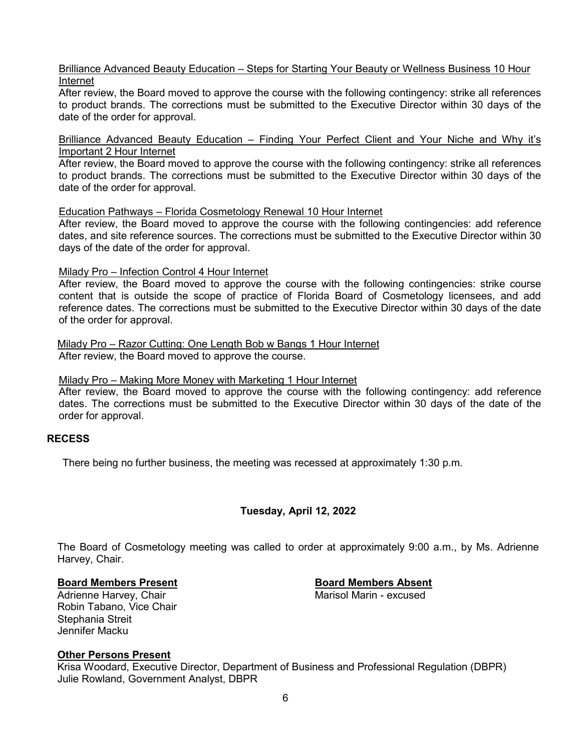Brilliance Advanced Beauty Education – Steps for Starting Your Beauty or Wellness Business 10 Hour Internet

After review, the Board moved to approve the course with the following contingency: strike all references to product brands. The corrections must be submitted to the Executive Director within 30 days of the date of the order for approval.

Brilliance Advanced Beauty Education – Finding Your Perfect Client and Your Niche and Why it's Important 2 Hour Internet

After review, the Board moved to approve the course with the following contingency: strike all references to product brands. The corrections must be submitted to the Executive Director within 30 days of the date of the order for approval.

Education Pathways – Florida Cosmetology Renewal 10 Hour Internet

After review, the Board moved to approve the course with the following contingencies: add reference dates, and site reference sources. The corrections must be submitted to the Executive Director within 30 days of the date of the order for approval.

Milady Pro – Infection Control 4 Hour Internet

After review, the Board moved to approve the course with the following contingencies: strike course content that is outside the scope of practice of Florida Board of Cosmetology licensees, and add reference dates. The corrections must be submitted to the Executive Director within 30 days of the date of the order for approval.

Milady Pro – Razor Cutting: One Length Bob w Bangs 1 Hour Internet

After review, the Board moved to approve the course.

Milady Pro – Making More Money with Marketing 1 Hour Internet

After review, the Board moved to approve the course with the following contingency: add reference dates. The corrections must be submitted to the Executive Director within 30 days of the date of the order for approval.

**RECESS**

There being no further business, the meeting was recessed at approximately 1:30 p.m.

**Tuesday, April 12, 2022**

The Board of Cosmetology meeting was called to order at approximately 9:00 a.m., by Ms. Adrienne Harvey, Chair.

**Board Members Present**

Adrienne Harvey, Chair
Robin Tabano, Vice Chair
Stephania Streit
Jennifer Macku

**Board Members Absent**

Marisol Marin - excused

**Other Persons Present**

Krisa Woodard, Executive Director, Department of Business and Professional Regulation (DBPR)
Julie Rowland, Government Analyst, DBPR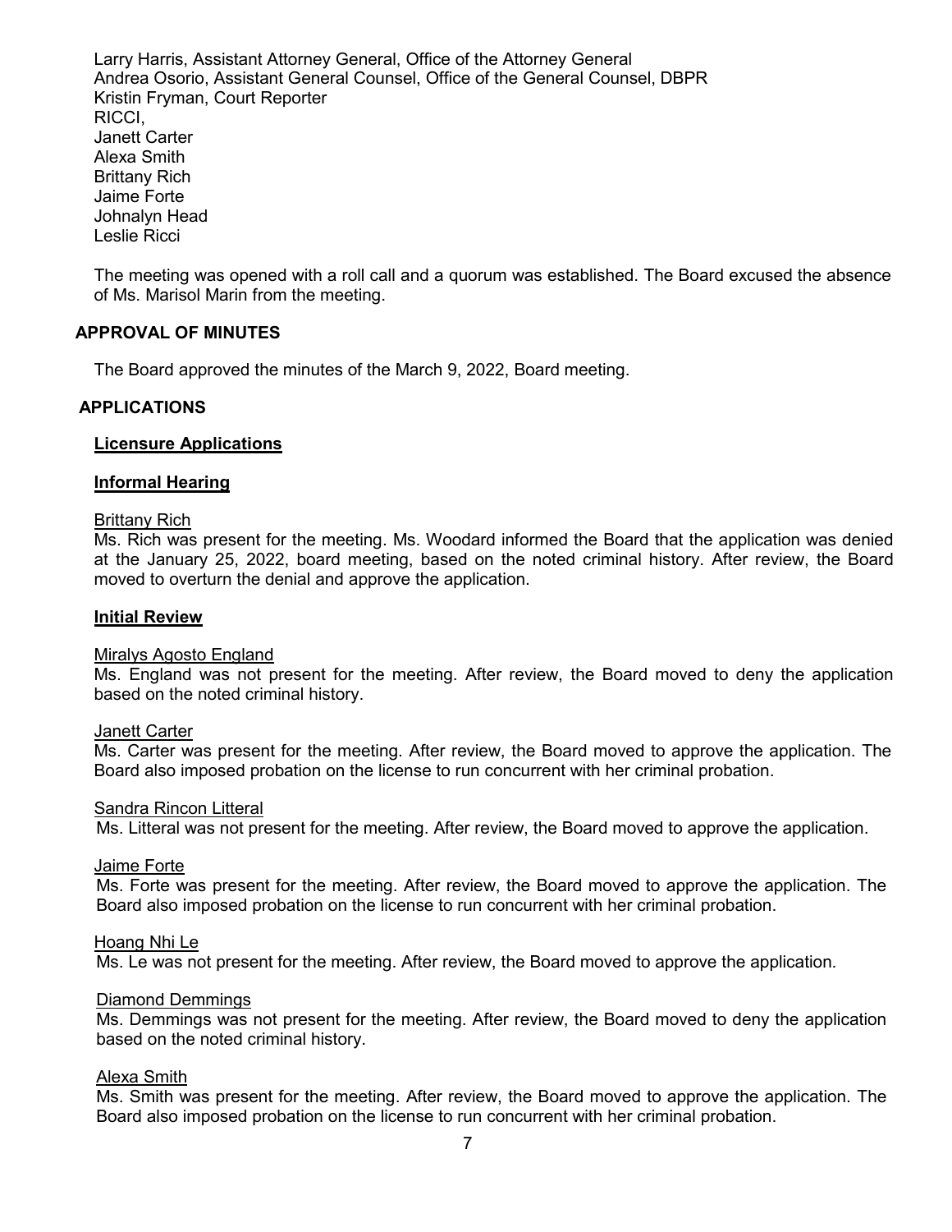Larry Harris, Assistant Attorney General, Office of the Attorney General
Andrea Osorio, Assistant General Counsel, Office of the General Counsel, DBPR
Kristin Fryman, Court Reporter
RICCI,
Janett Carter
Alexa Smith
Brittany Rich
Jaime Forte
Johnalyn Head
Leslie Ricci

The meeting was opened with a roll call and a quorum was established. The Board excused the absence of Ms. Marisol Marin from the meeting.

## APPROVAL OF MINUTES

The Board approved the minutes of the March 9, 2022, Board meeting.

## APPLICATIONS

### Licensure Applications

### Informal Hearing

Brittany Rich

Ms. Rich was present for the meeting. Ms. Woodard informed the Board that the application was denied at the January 25, 2022, board meeting, based on the noted criminal history. After review, the Board moved to overturn the denial and approve the application.

### Initial Review

Miralys Agosto England

Ms. England was not present for the meeting. After review, the Board moved to deny the application based on the noted criminal history.

Janett Carter

Ms. Carter was present for the meeting. After review, the Board moved to approve the application. The Board also imposed probation on the license to run concurrent with her criminal probation.

Sandra Rincon Litteral

Ms. Litteral was not present for the meeting. After review, the Board moved to approve the application.

Jaime Forte

Ms. Forte was present for the meeting. After review, the Board moved to approve the application. The Board also imposed probation on the license to run concurrent with her criminal probation.

Hoang Nhi Le

Ms. Le was not present for the meeting. After review, the Board moved to approve the application.

Diamond Demmings

Ms. Demmings was not present for the meeting. After review, the Board moved to deny the application based on the noted criminal history.

Alexa Smith

Ms. Smith was present for the meeting. After review, the Board moved to approve the application. The Board also imposed probation on the license to run concurrent with her criminal probation.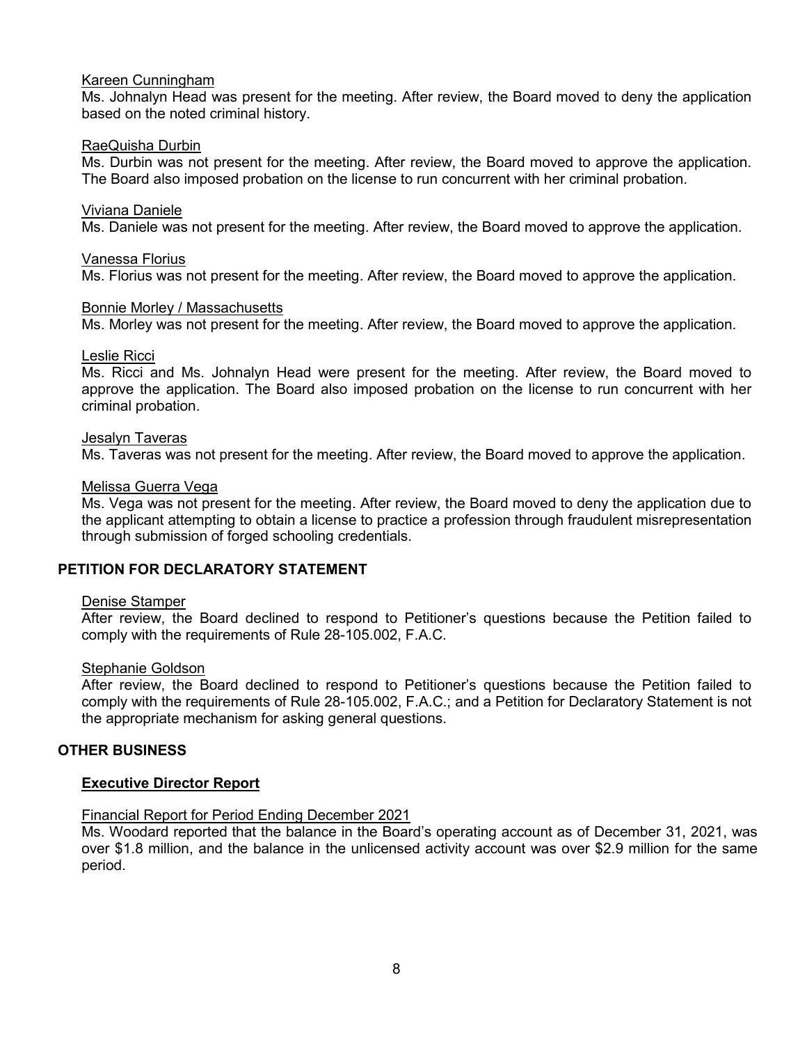Kareen Cunningham

Ms. Johnalyn Head was present for the meeting. After review, the Board moved to deny the application based on the noted criminal history.

RaeQuisha Durbin

Ms. Durbin was not present for the meeting. After review, the Board moved to approve the application. The Board also imposed probation on the license to run concurrent with her criminal probation.

Viviana Daniele

Ms. Daniele was not present for the meeting. After review, the Board moved to approve the application.

Vanessa Florius

Ms. Florius was not present for the meeting. After review, the Board moved to approve the application.

Bonnie Morley / Massachusetts

Ms. Morley was not present for the meeting. After review, the Board moved to approve the application.

Leslie Ricci

Ms. Ricci and Ms. Johnalyn Head were present for the meeting. After review, the Board moved to approve the application. The Board also imposed probation on the license to run concurrent with her criminal probation.

Jesalyn Taveras

Ms. Taveras was not present for the meeting. After review, the Board moved to approve the application.

Melissa Guerra Vega

Ms. Vega was not present for the meeting. After review, the Board moved to deny the application due to the applicant attempting to obtain a license to practice a profession through fraudulent misrepresentation through submission of forged schooling credentials.

## PETITION FOR DECLARATORY STATEMENT

Denise Stamper

After review, the Board declined to respond to Petitioner's questions because the Petition failed to comply with the requirements of Rule 28-105.002, F.A.C.

Stephanie Goldson

After review, the Board declined to respond to Petitioner's questions because the Petition failed to comply with the requirements of Rule 28-105.002, F.A.C.; and a Petition for Declaratory Statement is not the appropriate mechanism for asking general questions.

## OTHER BUSINESS

### Executive Director Report

Financial Report for Period Ending December 2021

Ms. Woodard reported that the balance in the Board's operating account as of December 31, 2021, was over $1.8 million, and the balance in the unlicensed activity account was over $2.9 million for the same period.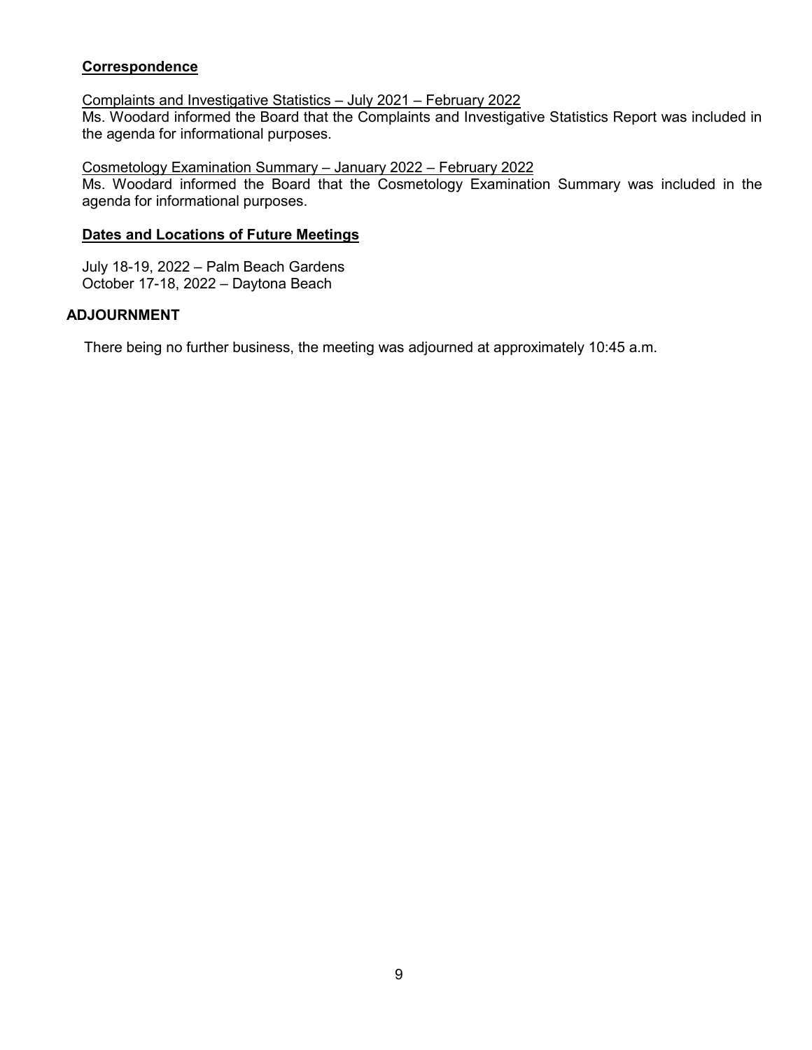**Correspondence**

Complaints and Investigative Statistics – July 2021 – February 2022
Ms. Woodard informed the Board that the Complaints and Investigative Statistics Report was included in the agenda for informational purposes.

Cosmetology Examination Summary – January 2022 – February 2022
Ms. Woodard informed the Board that the Cosmetology Examination Summary was included in the agenda for informational purposes.

**Dates and Locations of Future Meetings**

July 18-19, 2022 – Palm Beach Gardens
October 17-18, 2022 – Daytona Beach

## ADJOURNMENT

There being no further business, the meeting was adjourned at approximately 10:45 a.m.